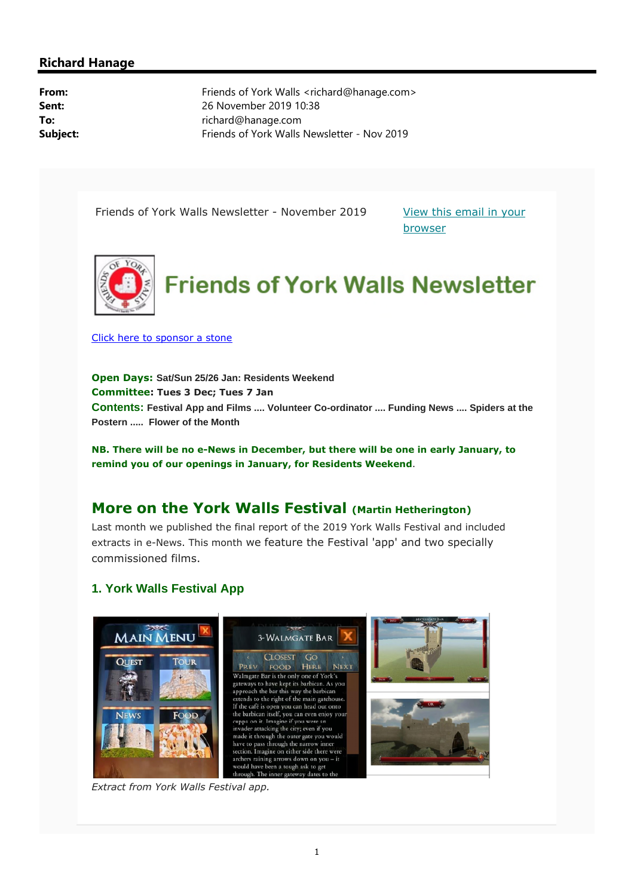## Richard Hanage

**From:** Friends of York Walls <richard@hanage.com>
**Sent:** 26 November 2019 10:38
**To:** richard@hanage.com
**Subject:** Friends of York Walls Newsletter - Nov 2019

Friends of York Walls Newsletter - November 2019

View this email in your browser

# Friends of York Walls Newsletter

Click here to sponsor a stone

**Open Days: Sat/Sun 25/26 Jan: Residents Weekend**
**Committee: Tues 3 Dec; Tues 7 Jan**
**Contents: Festival App and Films .... Volunteer Co-ordinator .... Funding News .... Spiders at the Postern ..... Flower of the Month**

**NB. There will be no e-News in December, but there will be one in early January, to remind you of our openings in January, for Residents Weekend.**

## More on the York Walls Festival (Martin Hetherington)

Last month we published the final report of the 2019 York Walls Festival and included extracts in e-News. This month we feature the Festival 'app' and two specially commissioned films.

### 1. York Walls Festival App

*Extract from York Walls Festival app.*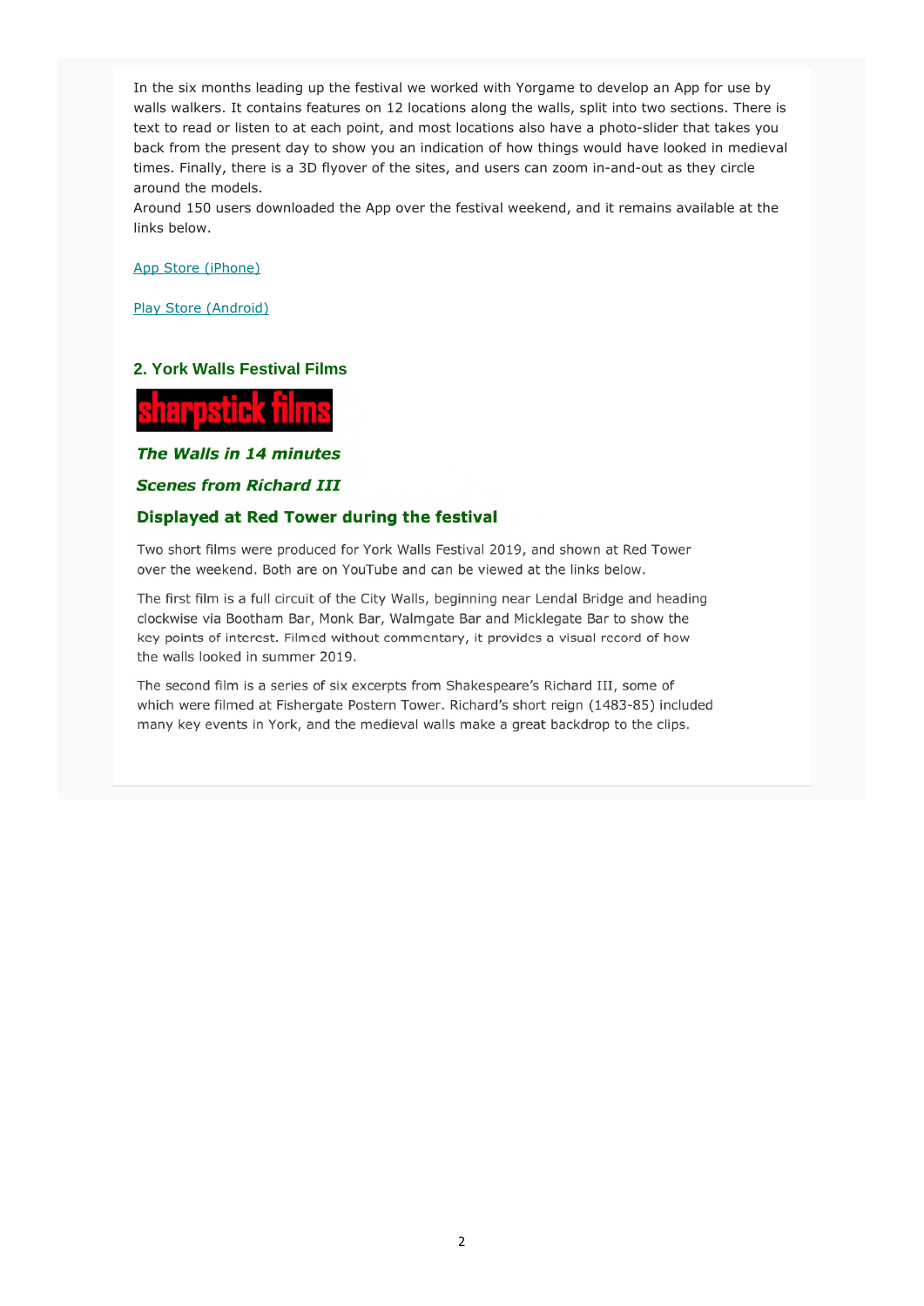In the six months leading up the festival we worked with Yorgame to develop an App for use by walls walkers. It contains features on 12 locations along the walls, split into two sections. There is text to read or listen to at each point, and most locations also have a photo-slider that takes you back from the present day to show you an indication of how things would have looked in medieval times. Finally, there is a 3D flyover of the sites, and users can zoom in-and-out as they circle around the models.
Around 150 users downloaded the App over the festival weekend, and it remains available at the links below.

App Store (iPhone)

Play Store (Android)

## 2. York Walls Festival Films

sharpstick films

***The Walls in 14 minutes***

***Scenes from Richard III***

**Displayed at Red Tower during the festival**

Two short films were produced for York Walls Festival 2019, and shown at Red Tower over the weekend. Both are on YouTube and can be viewed at the links below.

The first film is a full circuit of the City Walls, beginning near Lendal Bridge and heading clockwise via Bootham Bar, Monk Bar, Walmgate Bar and Micklegate Bar to show the key points of interest. Filmed without commentary, it provides a visual record of how the walls looked in summer 2019.

The second film is a series of six excerpts from Shakespeare's Richard III, some of which were filmed at Fishergate Postern Tower. Richard's short reign (1483-85) included many key events in York, and the medieval walls make a great backdrop to the clips.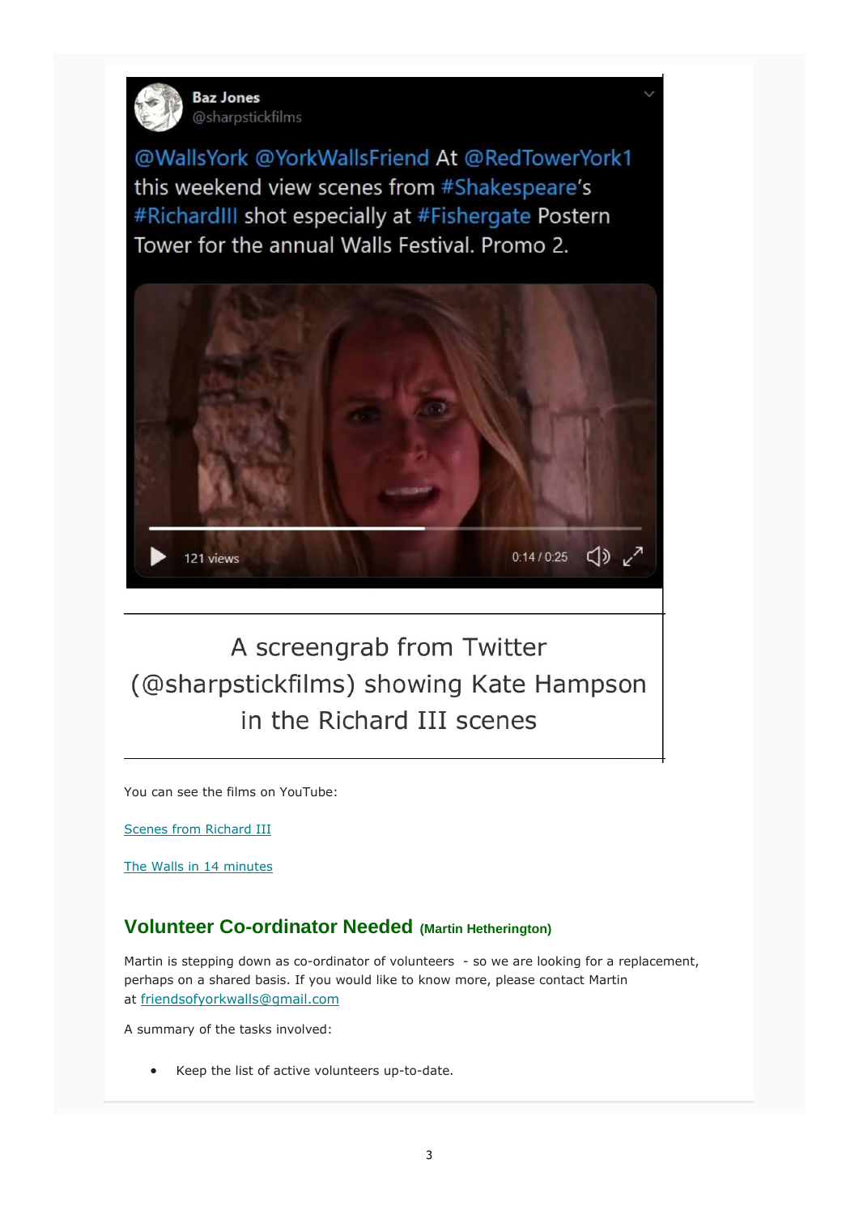Baz Jones
@sharpstickfilms

@WallsYork @YorkWallsFriend At @RedTowerYork1 this weekend view scenes from #Shakespeare's #RichardIII shot especially at #Fishergate Postern Tower for the annual Walls Festival. Promo 2.

121 views 0:14 / 0:25

A screengrab from Twitter (@sharpstickfilms) showing Kate Hampson in the Richard III scenes

You can see the films on YouTube:

[Scenes from Richard III]()

[The Walls in 14 minutes]()

## Volunteer Co-ordinator Needed (Martin Hetherington)

Martin is stepping down as co-ordinator of volunteers - so we are looking for a replacement, perhaps on a shared basis. If you would like to know more, please contact Martin at friendsofyorkwalls@gmail.com

A summary of the tasks involved:

- Keep the list of active volunteers up-to-date.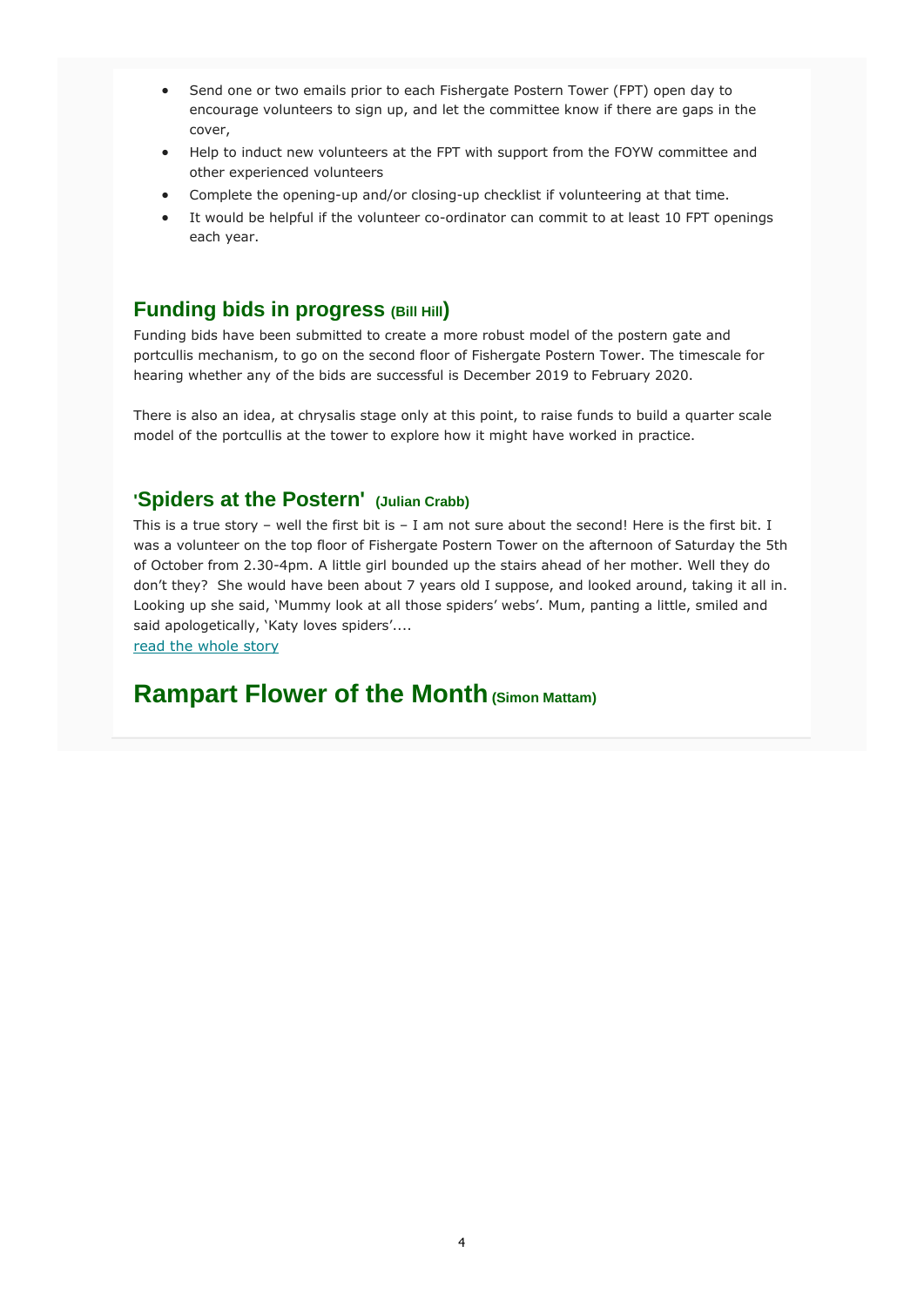- Send one or two emails prior to each Fishergate Postern Tower (FPT) open day to encourage volunteers to sign up, and let the committee know if there are gaps in the cover,
- Help to induct new volunteers at the FPT with support from the FOYW committee and other experienced volunteers
- Complete the opening-up and/or closing-up checklist if volunteering at that time.
- It would be helpful if the volunteer co-ordinator can commit to at least 10 FPT openings each year.

## Funding bids in progress (Bill Hill)

Funding bids have been submitted to create a more robust model of the postern gate and portcullis mechanism, to go on the second floor of Fishergate Postern Tower. The timescale for hearing whether any of the bids are successful is December 2019 to February 2020.

There is also an idea, at chrysalis stage only at this point, to raise funds to build a quarter scale model of the portcullis at the tower to explore how it might have worked in practice.

## 'Spiders at the Postern' (Julian Crabb)

This is a true story – well the first bit is – I am not sure about the second! Here is the first bit. I was a volunteer on the top floor of Fishergate Postern Tower on the afternoon of Saturday the 5th of October from 2.30-4pm. A little girl bounded up the stairs ahead of her mother. Well they do don't they? She would have been about 7 years old I suppose, and looked around, taking it all in. Looking up she said, 'Mummy look at all those spiders' webs'. Mum, panting a little, smiled and said apologetically, 'Katy loves spiders'....
read the whole story

# Rampart Flower of the Month (Simon Mattam)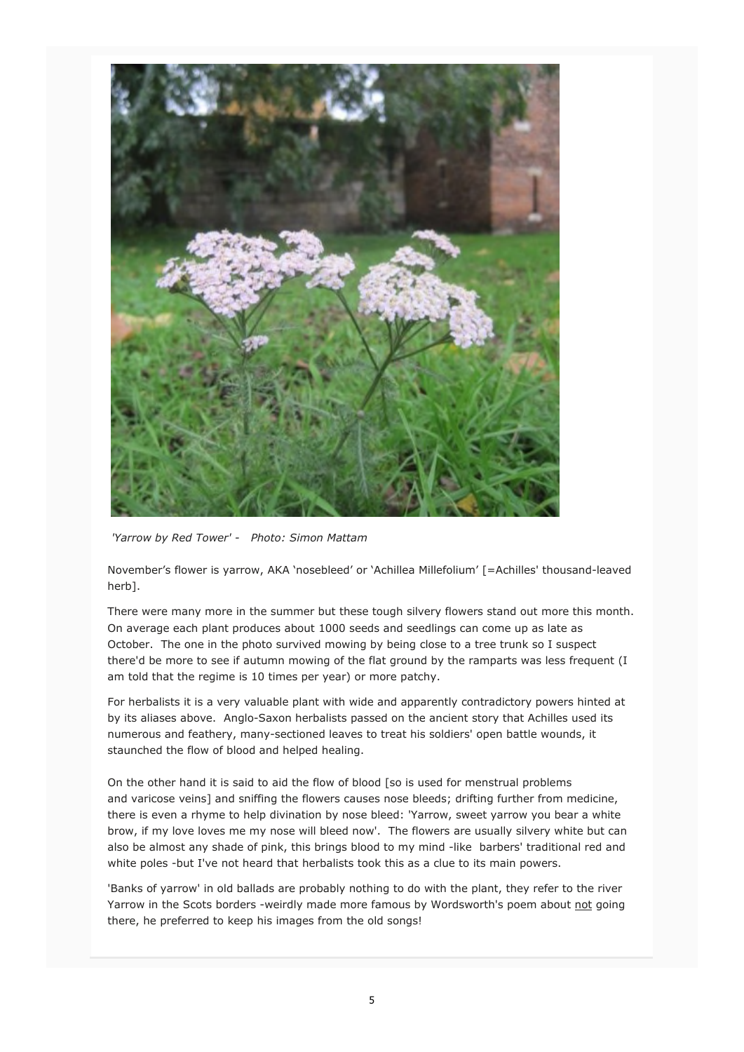*'Yarrow by Red Tower' - Photo: Simon Mattam*

November's flower is yarrow, AKA 'nosebleed' or 'Achillea Millefolium' [=Achilles' thousand-leaved herb].

There were many more in the summer but these tough silvery flowers stand out more this month. On average each plant produces about 1000 seeds and seedlings can come up as late as October. The one in the photo survived mowing by being close to a tree trunk so I suspect there'd be more to see if autumn mowing of the flat ground by the ramparts was less frequent (I am told that the regime is 10 times per year) or more patchy.

For herbalists it is a very valuable plant with wide and apparently contradictory powers hinted at by its aliases above. Anglo-Saxon herbalists passed on the ancient story that Achilles used its numerous and feathery, many-sectioned leaves to treat his soldiers' open battle wounds, it staunched the flow of blood and helped healing.

On the other hand it is said to aid the flow of blood [so is used for menstrual problems and varicose veins] and sniffing the flowers causes nose bleeds; drifting further from medicine, there is even a rhyme to help divination by nose bleed: 'Yarrow, sweet yarrow you bear a white brow, if my love loves me my nose will bleed now'. The flowers are usually silvery white but can also be almost any shade of pink, this brings blood to my mind -like barbers' traditional red and white poles -but I've not heard that herbalists took this as a clue to its main powers.

'Banks of yarrow' in old ballads are probably nothing to do with the plant, they refer to the river Yarrow in the Scots borders -weirdly made more famous by Wordsworth's poem about <u>not</u> going there, he preferred to keep his images from the old songs!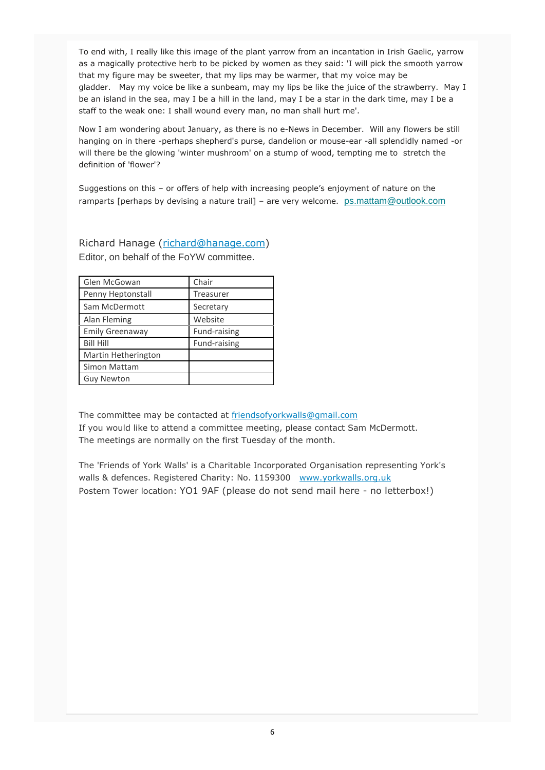To end with, I really like this image of the plant yarrow from an incantation in Irish Gaelic, yarrow as a magically protective herb to be picked by women as they said: 'I will pick the smooth yarrow that my figure may be sweeter, that my lips may be warmer, that my voice may be gladder. May my voice be like a sunbeam, may my lips be like the juice of the strawberry. May I be an island in the sea, may I be a hill in the land, may I be a star in the dark time, may I be a staff to the weak one: I shall wound every man, no man shall hurt me'.

Now I am wondering about January, as there is no e-News in December. Will any flowers be still hanging on in there -perhaps shepherd's purse, dandelion or mouse-ear -all splendidly named -or will there be the glowing 'winter mushroom' on a stump of wood, tempting me to stretch the definition of 'flower'?

Suggestions on this – or offers of help with increasing people's enjoyment of nature on the ramparts [perhaps by devising a nature trail] – are very welcome. ps.mattam@outlook.com

Richard Hanage (richard@hanage.com)
Editor, on behalf of the FoYW committee.

| | |
|---|---|
| Glen McGowan | Chair |
| Penny Heptonstall | Treasurer |
| Sam McDermott | Secretary |
| Alan Fleming | Website |
| Emily Greenaway | Fund-raising |
| Bill Hill | Fund-raising |
| Martin Hetherington | |
| Simon Mattam | |
| Guy Newton | |

The committee may be contacted at friendsofyorkwalls@gmail.com
If you would like to attend a committee meeting, please contact Sam McDermott.
The meetings are normally on the first Tuesday of the month.

The 'Friends of York Walls' is a Charitable Incorporated Organisation representing York's walls & defences. Registered Charity: No. 1159300 www.yorkwalls.org.uk
Postern Tower location: YO1 9AF (please do not send mail here - no letterbox!)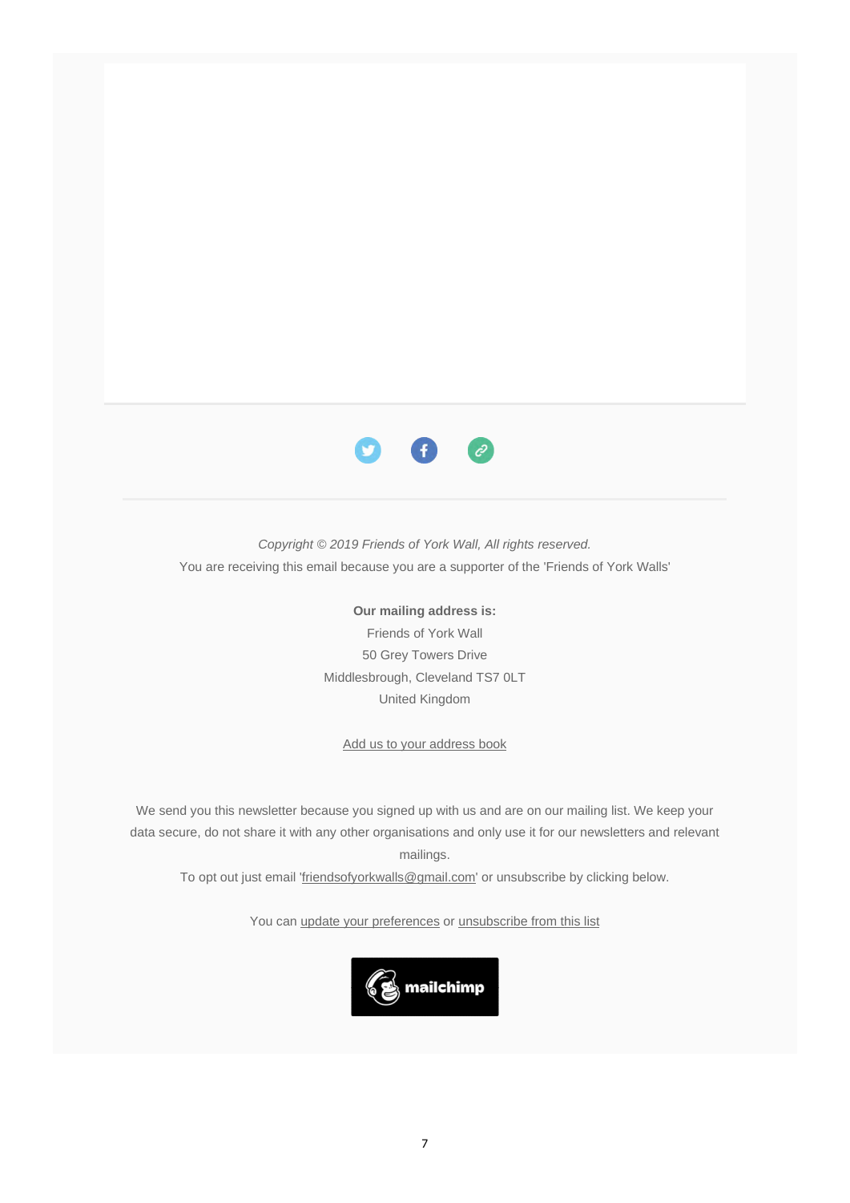*Copyright © 2019 Friends of York Wall, All rights reserved.*

You are receiving this email because you are a supporter of the 'Friends of York Walls'

**Our mailing address is:**

Friends of York Wall
50 Grey Towers Drive
Middlesbrough, Cleveland TS7 0LT
United Kingdom

Add us to your address book

We send you this newsletter because you signed up with us and are on our mailing list. We keep your data secure, do not share it with any other organisations and only use it for our newsletters and relevant mailings.

To opt out just email 'friendsofyorkwalls@gmail.com' or unsubscribe by clicking below.

You can update your preferences or unsubscribe from this list

mailchimp